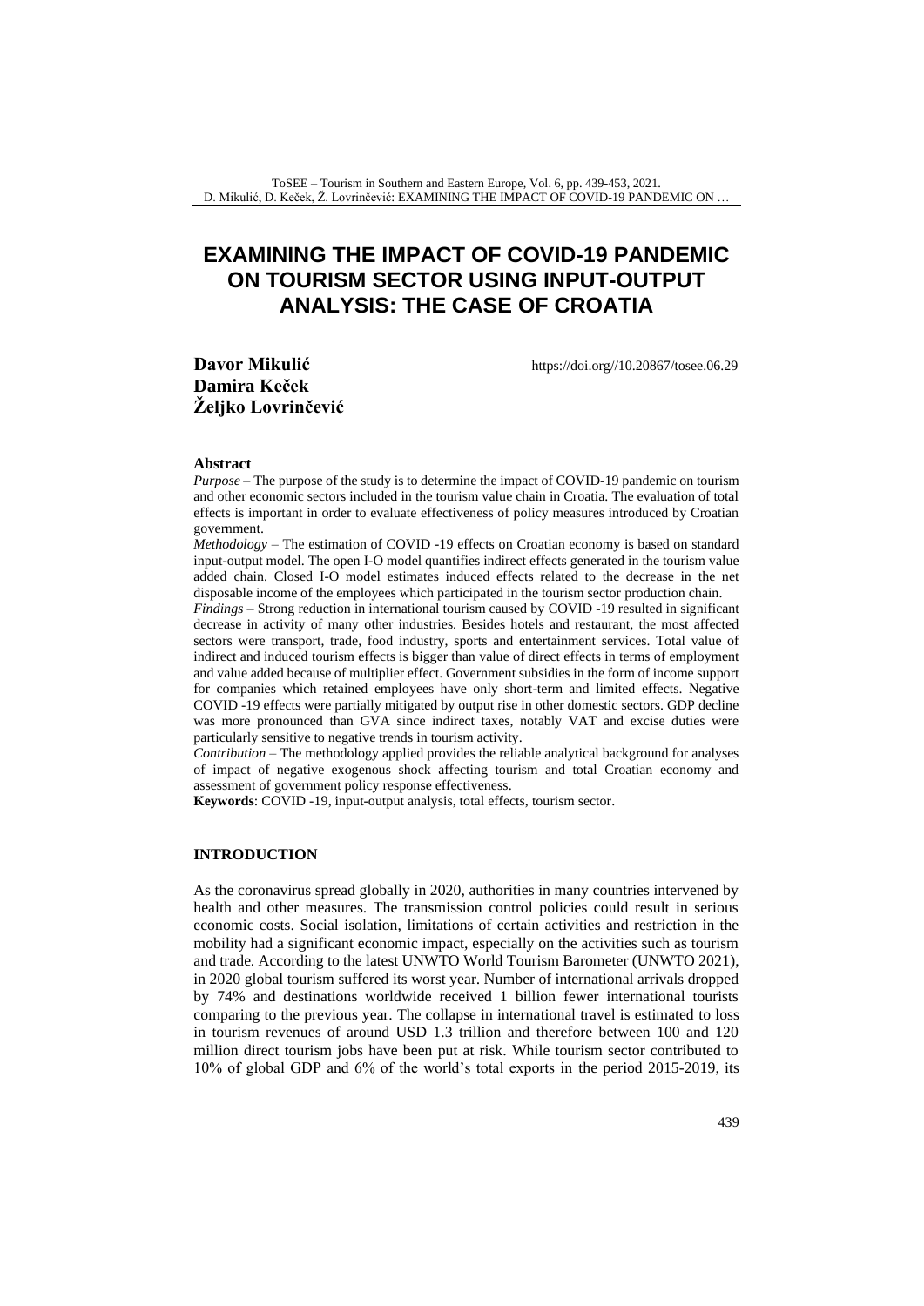# EXAMINING THE IMPACT OF COVID-19 PANDEMIC ON TOURISM SECTOR USING INPUT-OUTPUT ANALYSIS: THE CASE OF CROATIA

**Davor Mikulić**
**Damira Keček**
**Željko Lovrinčević**

https://doi.org//10.20867/tosee.06.29

### Abstract

*Purpose* – The purpose of the study is to determine the impact of COVID-19 pandemic on tourism and other economic sectors included in the tourism value chain in Croatia. The evaluation of total effects is important in order to evaluate effectiveness of policy measures introduced by Croatian government.

*Methodology* – The estimation of COVID -19 effects on Croatian economy is based on standard input-output model. The open I-O model quantifies indirect effects generated in the tourism value added chain. Closed I-O model estimates induced effects related to the decrease in the net disposable income of the employees which participated in the tourism sector production chain.

*Findings* – Strong reduction in international tourism caused by COVID -19 resulted in significant decrease in activity of many other industries. Besides hotels and restaurant, the most affected sectors were transport, trade, food industry, sports and entertainment services. Total value of indirect and induced tourism effects is bigger than value of direct effects in terms of employment and value added because of multiplier effect. Government subsidies in the form of income support for companies which retained employees have only short-term and limited effects. Negative COVID -19 effects were partially mitigated by output rise in other domestic sectors. GDP decline was more pronounced than GVA since indirect taxes, notably VAT and excise duties were particularly sensitive to negative trends in tourism activity.

*Contribution* – The methodology applied provides the reliable analytical background for analyses of impact of negative exogenous shock affecting tourism and total Croatian economy and assessment of government policy response effectiveness.

**Keywords**: COVID -19, input-output analysis, total effects, tourism sector.

## INTRODUCTION

As the coronavirus spread globally in 2020, authorities in many countries intervened by health and other measures. The transmission control policies could result in serious economic costs. Social isolation, limitations of certain activities and restriction in the mobility had a significant economic impact, especially on the activities such as tourism and trade. According to the latest UNWTO World Tourism Barometer (UNWTO 2021), in 2020 global tourism suffered its worst year. Number of international arrivals dropped by 74% and destinations worldwide received 1 billion fewer international tourists comparing to the previous year. The collapse in international travel is estimated to loss in tourism revenues of around USD 1.3 trillion and therefore between 100 and 120 million direct tourism jobs have been put at risk. While tourism sector contributed to 10% of global GDP and 6% of the world's total exports in the period 2015-2019, its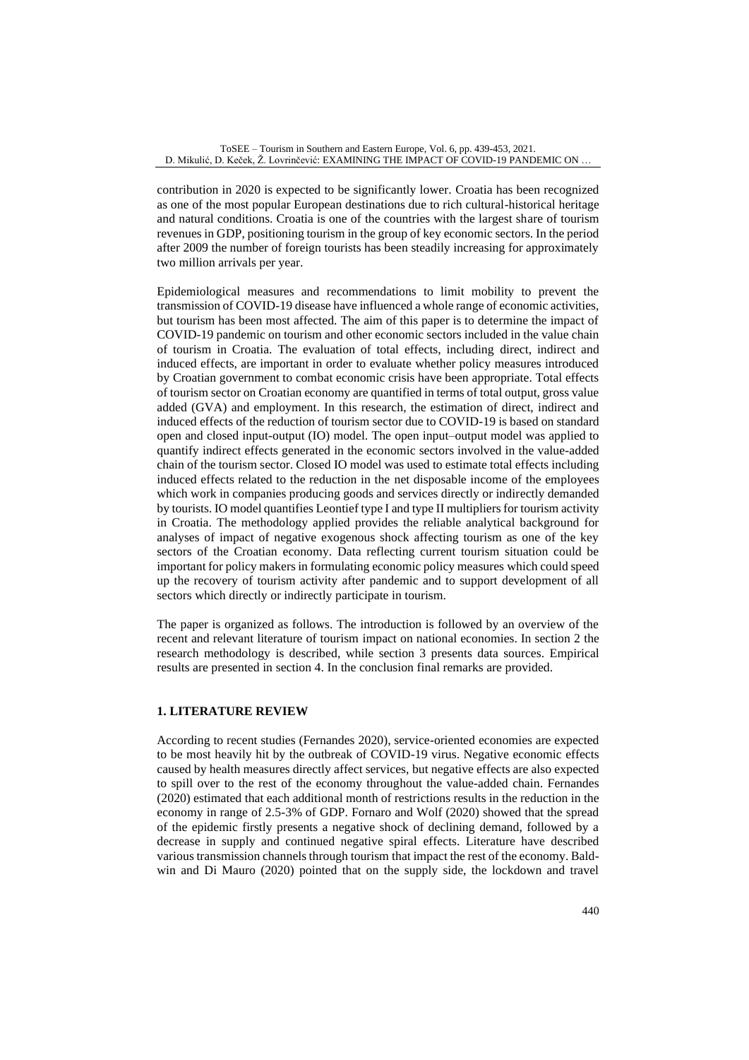contribution in 2020 is expected to be significantly lower. Croatia has been recognized as one of the most popular European destinations due to rich cultural-historical heritage and natural conditions. Croatia is one of the countries with the largest share of tourism revenues in GDP, positioning tourism in the group of key economic sectors. In the period after 2009 the number of foreign tourists has been steadily increasing for approximately two million arrivals per year.

Epidemiological measures and recommendations to limit mobility to prevent the transmission of COVID-19 disease have influenced a whole range of economic activities, but tourism has been most affected. The aim of this paper is to determine the impact of COVID-19 pandemic on tourism and other economic sectors included in the value chain of tourism in Croatia. The evaluation of total effects, including direct, indirect and induced effects, are important in order to evaluate whether policy measures introduced by Croatian government to combat economic crisis have been appropriate. Total effects of tourism sector on Croatian economy are quantified in terms of total output, gross value added (GVA) and employment. In this research, the estimation of direct, indirect and induced effects of the reduction of tourism sector due to COVID-19 is based on standard open and closed input-output (IO) model. The open input–output model was applied to quantify indirect effects generated in the economic sectors involved in the value-added chain of the tourism sector. Closed IO model was used to estimate total effects including induced effects related to the reduction in the net disposable income of the employees which work in companies producing goods and services directly or indirectly demanded by tourists. IO model quantifies Leontief type I and type II multipliers for tourism activity in Croatia. The methodology applied provides the reliable analytical background for analyses of impact of negative exogenous shock affecting tourism as one of the key sectors of the Croatian economy. Data reflecting current tourism situation could be important for policy makers in formulating economic policy measures which could speed up the recovery of tourism activity after pandemic and to support development of all sectors which directly or indirectly participate in tourism.

The paper is organized as follows. The introduction is followed by an overview of the recent and relevant literature of tourism impact on national economies. In section 2 the research methodology is described, while section 3 presents data sources. Empirical results are presented in section 4. In the conclusion final remarks are provided.

## 1. LITERATURE REVIEW

According to recent studies (Fernandes 2020), service-oriented economies are expected to be most heavily hit by the outbreak of COVID-19 virus. Negative economic effects caused by health measures directly affect services, but negative effects are also expected to spill over to the rest of the economy throughout the value-added chain. Fernandes (2020) estimated that each additional month of restrictions results in the reduction in the economy in range of 2.5-3% of GDP. Fornaro and Wolf (2020) showed that the spread of the epidemic firstly presents a negative shock of declining demand, followed by a decrease in supply and continued negative spiral effects. Literature have described various transmission channels through tourism that impact the rest of the economy. Baldwin and Di Mauro (2020) pointed that on the supply side, the lockdown and travel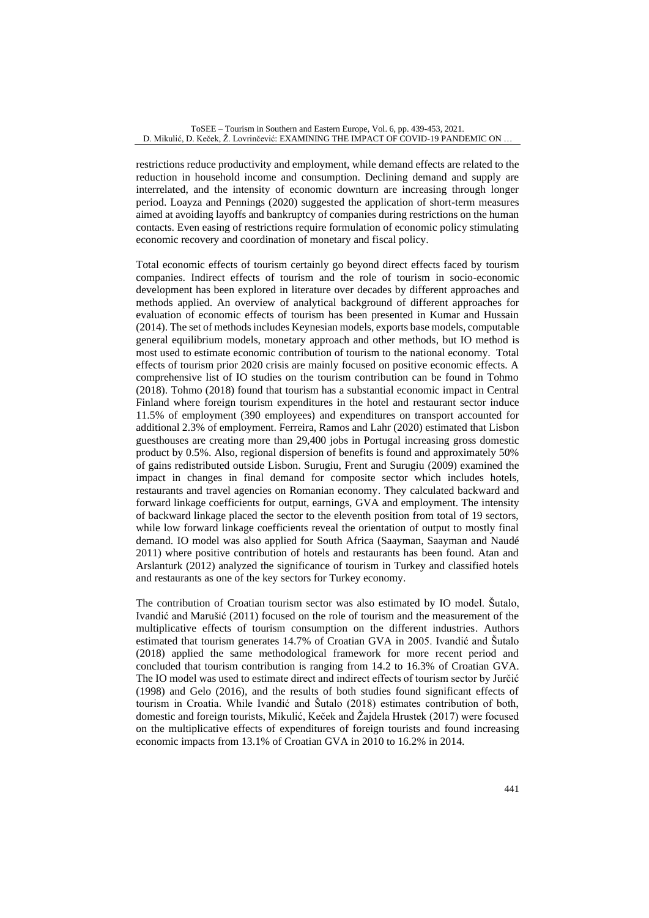restrictions reduce productivity and employment, while demand effects are related to the reduction in household income and consumption. Declining demand and supply are interrelated, and the intensity of economic downturn are increasing through longer period. Loayza and Pennings (2020) suggested the application of short-term measures aimed at avoiding layoffs and bankruptcy of companies during restrictions on the human contacts. Even easing of restrictions require formulation of economic policy stimulating economic recovery and coordination of monetary and fiscal policy.

Total economic effects of tourism certainly go beyond direct effects faced by tourism companies. Indirect effects of tourism and the role of tourism in socio-economic development has been explored in literature over decades by different approaches and methods applied. An overview of analytical background of different approaches for evaluation of economic effects of tourism has been presented in Kumar and Hussain (2014). The set of methods includes Keynesian models, exports base models, computable general equilibrium models, monetary approach and other methods, but IO method is most used to estimate economic contribution of tourism to the national economy. Total effects of tourism prior 2020 crisis are mainly focused on positive economic effects. A comprehensive list of IO studies on the tourism contribution can be found in Tohmo (2018). Tohmo (2018) found that tourism has a substantial economic impact in Central Finland where foreign tourism expenditures in the hotel and restaurant sector induce 11.5% of employment (390 employees) and expenditures on transport accounted for additional 2.3% of employment. Ferreira, Ramos and Lahr (2020) estimated that Lisbon guesthouses are creating more than 29,400 jobs in Portugal increasing gross domestic product by 0.5%. Also, regional dispersion of benefits is found and approximately 50% of gains redistributed outside Lisbon. Surugiu, Frent and Surugiu (2009) examined the impact in changes in final demand for composite sector which includes hotels, restaurants and travel agencies on Romanian economy. They calculated backward and forward linkage coefficients for output, earnings, GVA and employment. The intensity of backward linkage placed the sector to the eleventh position from total of 19 sectors, while low forward linkage coefficients reveal the orientation of output to mostly final demand. IO model was also applied for South Africa (Saayman, Saayman and Naudé 2011) where positive contribution of hotels and restaurants has been found. Atan and Arslanturk (2012) analyzed the significance of tourism in Turkey and classified hotels and restaurants as one of the key sectors for Turkey economy.

The contribution of Croatian tourism sector was also estimated by IO model. Šutalo, Ivandić and Marušić (2011) focused on the role of tourism and the measurement of the multiplicative effects of tourism consumption on the different industries. Authors estimated that tourism generates 14.7% of Croatian GVA in 2005. Ivandić and Šutalo (2018) applied the same methodological framework for more recent period and concluded that tourism contribution is ranging from 14.2 to 16.3% of Croatian GVA. The IO model was used to estimate direct and indirect effects of tourism sector by Jurčić (1998) and Gelo (2016), and the results of both studies found significant effects of tourism in Croatia. While Ivandić and Šutalo (2018) estimates contribution of both, domestic and foreign tourists, Mikulić, Keček and Žajdela Hrustek (2017) were focused on the multiplicative effects of expenditures of foreign tourists and found increasing economic impacts from 13.1% of Croatian GVA in 2010 to 16.2% in 2014.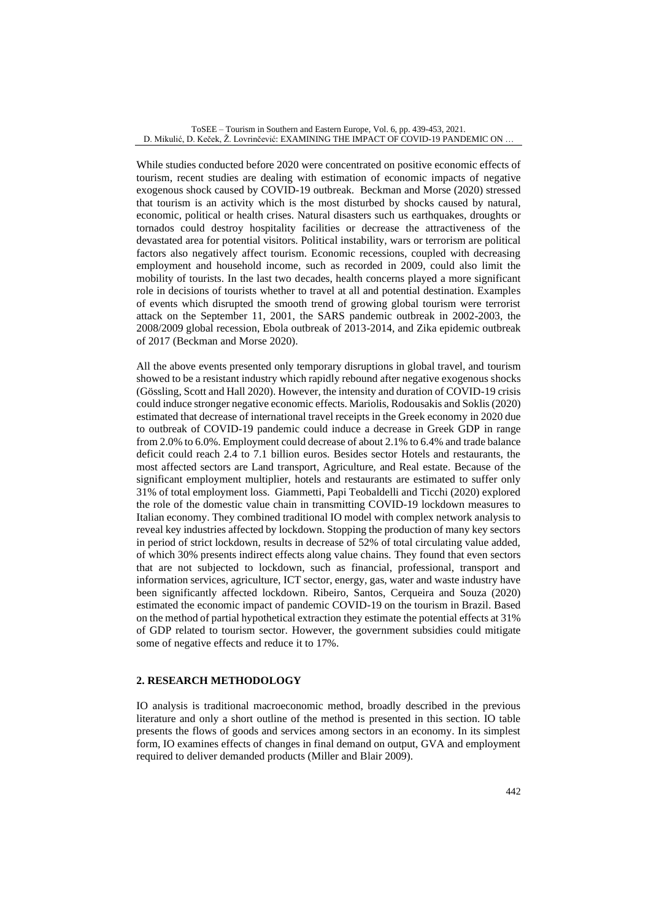While studies conducted before 2020 were concentrated on positive economic effects of tourism, recent studies are dealing with estimation of economic impacts of negative exogenous shock caused by COVID-19 outbreak. Beckman and Morse (2020) stressed that tourism is an activity which is the most disturbed by shocks caused by natural, economic, political or health crises. Natural disasters such us earthquakes, droughts or tornados could destroy hospitality facilities or decrease the attractiveness of the devastated area for potential visitors. Political instability, wars or terrorism are political factors also negatively affect tourism. Economic recessions, coupled with decreasing employment and household income, such as recorded in 2009, could also limit the mobility of tourists. In the last two decades, health concerns played a more significant role in decisions of tourists whether to travel at all and potential destination. Examples of events which disrupted the smooth trend of growing global tourism were terrorist attack on the September 11, 2001, the SARS pandemic outbreak in 2002-2003, the 2008/2009 global recession, Ebola outbreak of 2013-2014, and Zika epidemic outbreak of 2017 (Beckman and Morse 2020).

All the above events presented only temporary disruptions in global travel, and tourism showed to be a resistant industry which rapidly rebound after negative exogenous shocks (Gössling, Scott and Hall 2020). However, the intensity and duration of COVID-19 crisis could induce stronger negative economic effects. Mariolis, Rodousakis and Soklis (2020) estimated that decrease of international travel receipts in the Greek economy in 2020 due to outbreak of COVID-19 pandemic could induce a decrease in Greek GDP in range from 2.0% to 6.0%. Employment could decrease of about 2.1% to 6.4% and trade balance deficit could reach 2.4 to 7.1 billion euros. Besides sector Hotels and restaurants, the most affected sectors are Land transport, Agriculture, and Real estate. Because of the significant employment multiplier, hotels and restaurants are estimated to suffer only 31% of total employment loss. Giammetti, Papi Teobaldelli and Ticchi (2020) explored the role of the domestic value chain in transmitting COVID-19 lockdown measures to Italian economy. They combined traditional IO model with complex network analysis to reveal key industries affected by lockdown. Stopping the production of many key sectors in period of strict lockdown, results in decrease of 52% of total circulating value added, of which 30% presents indirect effects along value chains. They found that even sectors that are not subjected to lockdown, such as financial, professional, transport and information services, agriculture, ICT sector, energy, gas, water and waste industry have been significantly affected lockdown. Ribeiro, Santos, Cerqueira and Souza (2020) estimated the economic impact of pandemic COVID-19 on the tourism in Brazil. Based on the method of partial hypothetical extraction they estimate the potential effects at 31% of GDP related to tourism sector. However, the government subsidies could mitigate some of negative effects and reduce it to 17%.

## 2. RESEARCH METHODOLOGY

IO analysis is traditional macroeconomic method, broadly described in the previous literature and only a short outline of the method is presented in this section. IO table presents the flows of goods and services among sectors in an economy. In its simplest form, IO examines effects of changes in final demand on output, GVA and employment required to deliver demanded products (Miller and Blair 2009).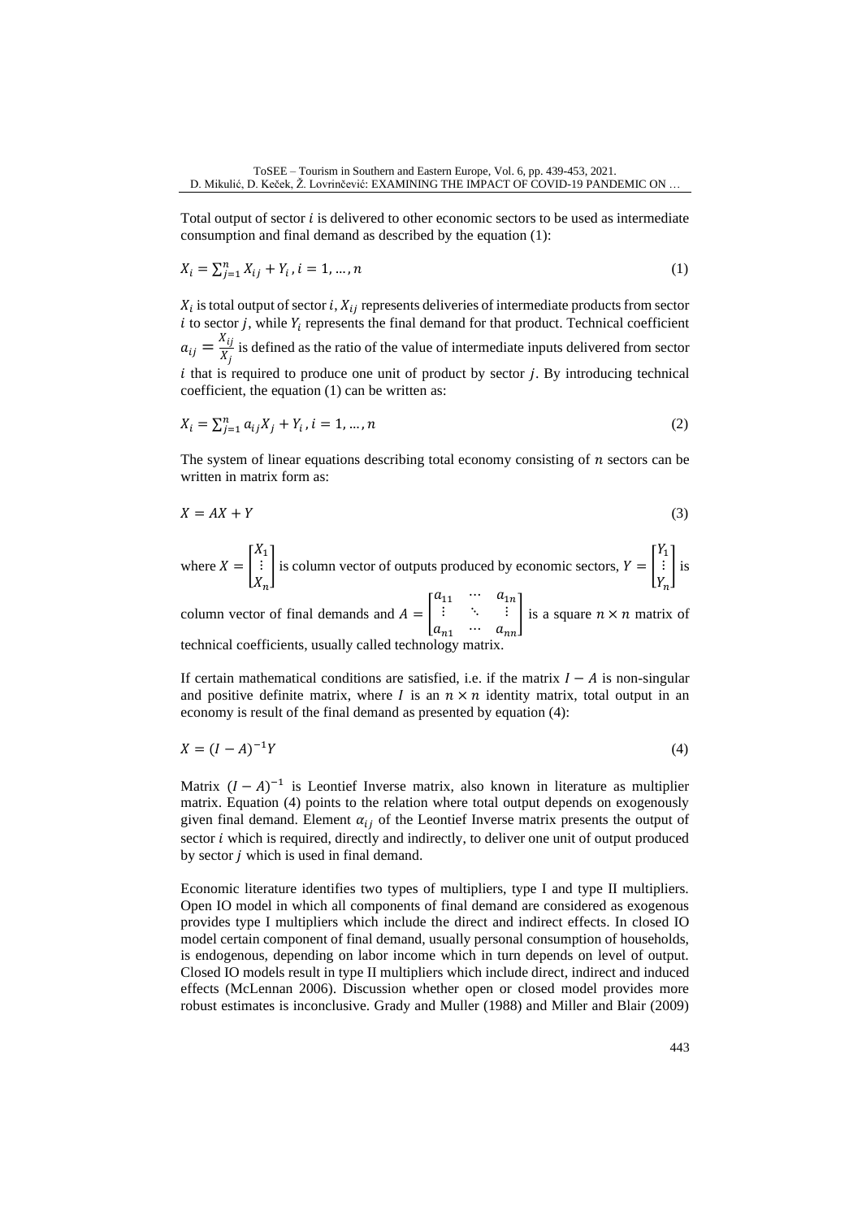Total output of sector $i$ is delivered to other economic sectors to be used as intermediate consumption and final demand as described by the equation (1):

$$X_i = \sum_{j=1}^{n} X_{ij} + Y_i, i = 1, \dots, n \tag{1}$$

$X_i$ is total output of sector $i$, $X_{ij}$ represents deliveries of intermediate products from sector $i$ to sector $j$, while $Y_i$ represents the final demand for that product. Technical coefficient $a_{ij} = \frac{X_{ij}}{X_j}$ is defined as the ratio of the value of intermediate inputs delivered from sector $i$ that is required to produce one unit of product by sector $j$. By introducing technical coefficient, the equation (1) can be written as:

$$X_i = \sum_{j=1}^{n} a_{ij} X_j + Y_i, i = 1, \dots, n \tag{2}$$

The system of linear equations describing total economy consisting of $n$ sectors can be written in matrix form as:

$$X = AX + Y \tag{3}$$

where $X = \begin{bmatrix} X_1 \\ \vdots \\ X_n \end{bmatrix}$ is column vector of outputs produced by economic sectors, $Y = \begin{bmatrix} Y_1 \\ \vdots \\ Y_n \end{bmatrix}$ is column vector of final demands and $A = \begin{bmatrix} a_{11} & \cdots & a_{1n} \\ \vdots & \ddots & \vdots \\ a_{n1} & \cdots & a_{nn} \end{bmatrix}$ is a square $n \times n$ matrix of technical coefficients, usually called technology matrix.

If certain mathematical conditions are satisfied, i.e. if the matrix $I - A$ is non-singular and positive definite matrix, where $I$ is an $n \times n$ identity matrix, total output in an economy is result of the final demand as presented by equation (4):

$$X = (I - A)^{-1} Y \tag{4}$$

Matrix $(I - A)^{-1}$ is Leontief Inverse matrix, also known in literature as multiplier matrix. Equation (4) points to the relation where total output depends on exogenously given final demand. Element $\alpha_{ij}$ of the Leontief Inverse matrix presents the output of sector $i$ which is required, directly and indirectly, to deliver one unit of output produced by sector $j$ which is used in final demand.

Economic literature identifies two types of multipliers, type I and type II multipliers. Open IO model in which all components of final demand are considered as exogenous provides type I multipliers which include the direct and indirect effects. In closed IO model certain component of final demand, usually personal consumption of households, is endogenous, depending on labor income which in turn depends on level of output. Closed IO models result in type II multipliers which include direct, indirect and induced effects (McLennan 2006). Discussion whether open or closed model provides more robust estimates is inconclusive. Grady and Muller (1988) and Miller and Blair (2009)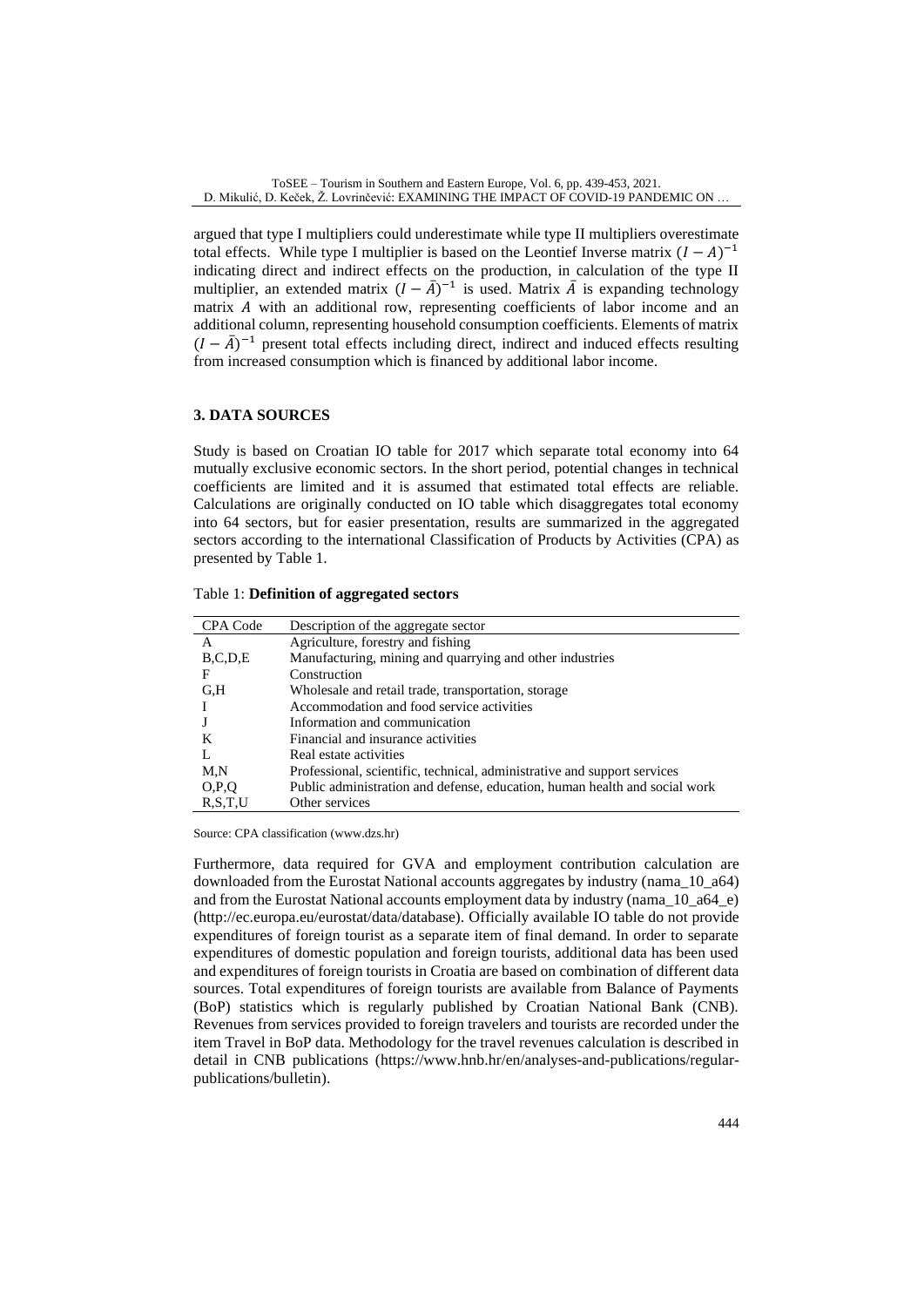argued that type I multipliers could underestimate while type II multipliers overestimate total effects. While type I multiplier is based on the Leontief Inverse matrix $(I - A)^{-1}$ indicating direct and indirect effects on the production, in calculation of the type II multiplier, an extended matrix $(I - \bar{A})^{-1}$ is used. Matrix $\bar{A}$ is expanding technology matrix $A$ with an additional row, representing coefficients of labor income and an additional column, representing household consumption coefficients. Elements of matrix $(I - \bar{A})^{-1}$ present total effects including direct, indirect and induced effects resulting from increased consumption which is financed by additional labor income.

## 3. DATA SOURCES

Study is based on Croatian IO table for 2017 which separate total economy into 64 mutually exclusive economic sectors. In the short period, potential changes in technical coefficients are limited and it is assumed that estimated total effects are reliable. Calculations are originally conducted on IO table which disaggregates total economy into 64 sectors, but for easier presentation, results are summarized in the aggregated sectors according to the international Classification of Products by Activities (CPA) as presented by Table 1.

Table 1: **Definition of aggregated sectors**

| CPA Code | Description of the aggregate sector |
|---|---|
| A | Agriculture, forestry and fishing |
| B,C,D,E | Manufacturing, mining and quarrying and other industries |
| F | Construction |
| G,H | Wholesale and retail trade, transportation, storage |
| I | Accommodation and food service activities |
| J | Information and communication |
| K | Financial and insurance activities |
| L | Real estate activities |
| M,N | Professional, scientific, technical, administrative and support services |
| O,P,Q | Public administration and defense, education, human health and social work |
| R,S,T,U | Other services |

Source: CPA classification (www.dzs.hr)

Furthermore, data required for GVA and employment contribution calculation are downloaded from the Eurostat National accounts aggregates by industry (nama_10_a64) and from the Eurostat National accounts employment data by industry (nama_10_a64_e) (http://ec.europa.eu/eurostat/data/database). Officially available IO table do not provide expenditures of foreign tourist as a separate item of final demand. In order to separate expenditures of domestic population and foreign tourists, additional data has been used and expenditures of foreign tourists in Croatia are based on combination of different data sources. Total expenditures of foreign tourists are available from Balance of Payments (BoP) statistics which is regularly published by Croatian National Bank (CNB). Revenues from services provided to foreign travelers and tourists are recorded under the item Travel in BoP data. Methodology for the travel revenues calculation is described in detail in CNB publications (https://www.hnb.hr/en/analyses-and-publications/regular-publications/bulletin).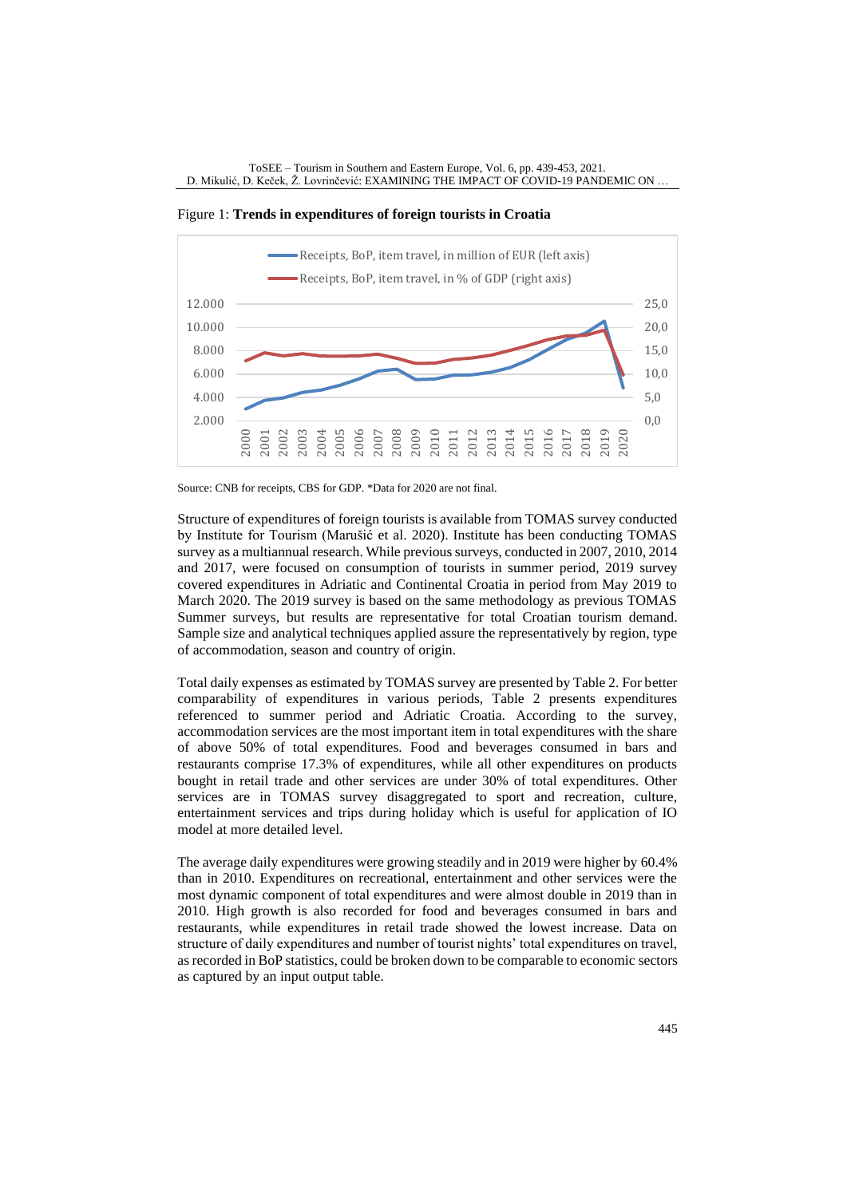Figure 1: **Trends in expenditures of foreign tourists in Croatia**

Source: CNB for receipts, CBS for GDP. *Data for 2020 are not final.

Structure of expenditures of foreign tourists is available from TOMAS survey conducted by Institute for Tourism (Marušić et al. 2020). Institute has been conducting TOMAS survey as a multiannual research. While previous surveys, conducted in 2007, 2010, 2014 and 2017, were focused on consumption of tourists in summer period, 2019 survey covered expenditures in Adriatic and Continental Croatia in period from May 2019 to March 2020. The 2019 survey is based on the same methodology as previous TOMAS Summer surveys, but results are representative for total Croatian tourism demand. Sample size and analytical techniques applied assure the representatively by region, type of accommodation, season and country of origin.

Total daily expenses as estimated by TOMAS survey are presented by Table 2. For better comparability of expenditures in various periods, Table 2 presents expenditures referenced to summer period and Adriatic Croatia. According to the survey, accommodation services are the most important item in total expenditures with the share of above 50% of total expenditures. Food and beverages consumed in bars and restaurants comprise 17.3% of expenditures, while all other expenditures on products bought in retail trade and other services are under 30% of total expenditures. Other services are in TOMAS survey disaggregated to sport and recreation, culture, entertainment services and trips during holiday which is useful for application of IO model at more detailed level.

The average daily expenditures were growing steadily and in 2019 were higher by 60.4% than in 2010. Expenditures on recreational, entertainment and other services were the most dynamic component of total expenditures and were almost double in 2019 than in 2010. High growth is also recorded for food and beverages consumed in bars and restaurants, while expenditures in retail trade showed the lowest increase. Data on structure of daily expenditures and number of tourist nights' total expenditures on travel, as recorded in BoP statistics, could be broken down to be comparable to economic sectors as captured by an input output table.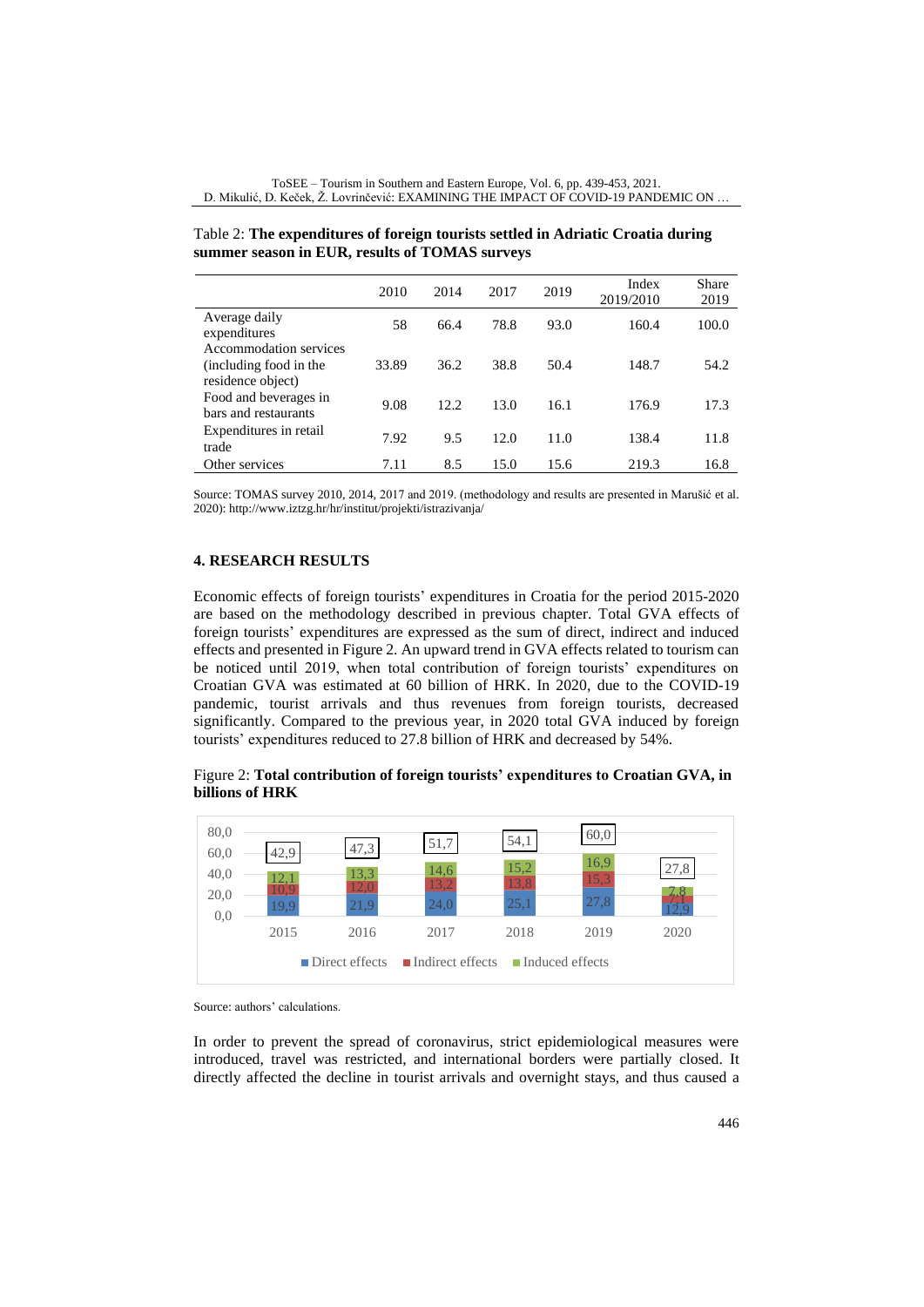Table 2: **The expenditures of foreign tourists settled in Adriatic Croatia during summer season in EUR, results of TOMAS surveys**

| | 2010 | 2014 | 2017 | 2019 | Index 2019/2010 | Share 2019 |
|---|---|---|---|---|---|---|
| Average daily expenditures | 58 | 66.4 | 78.8 | 93.0 | 160.4 | 100.0 |
| Accommodation services (including food in the residence object) | 33.89 | 36.2 | 38.8 | 50.4 | 148.7 | 54.2 |
| Food and beverages in bars and restaurants | 9.08 | 12.2 | 13.0 | 16.1 | 176.9 | 17.3 |
| Expenditures in retail trade | 7.92 | 9.5 | 12.0 | 11.0 | 138.4 | 11.8 |
| Other services | 7.11 | 8.5 | 15.0 | 15.6 | 219.3 | 16.8 |

Source: TOMAS survey 2010, 2014, 2017 and 2019. (methodology and results are presented in Marušić et al. 2020): http://www.iztzg.hr/hr/institut/projekti/istrazivanja/

## 4. RESEARCH RESULTS

Economic effects of foreign tourists' expenditures in Croatia for the period 2015-2020 are based on the methodology described in previous chapter. Total GVA effects of foreign tourists' expenditures are expressed as the sum of direct, indirect and induced effects and presented in Figure 2. An upward trend in GVA effects related to tourism can be noticed until 2019, when total contribution of foreign tourists' expenditures on Croatian GVA was estimated at 60 billion of HRK. In 2020, due to the COVID-19 pandemic, tourist arrivals and thus revenues from foreign tourists, decreased significantly. Compared to the previous year, in 2020 total GVA induced by foreign tourists' expenditures reduced to 27.8 billion of HRK and decreased by 54%.

Figure 2: **Total contribution of foreign tourists' expenditures to Croatian GVA, in billions of HRK**

| | 2015 | 2016 | 2017 | 2018 | 2019 | 2020 |
|---|---|---|---|---|---|---|
| Direct effects | 19,9 | 21,9 | 24,0 | 25,1 | 27,8 | 12,9 |
| Indirect effects | 10,9 | 12,0 | 13,2 | 13,8 | 15,3 | 7,1 |
| Induced effects | 12,1 | 13,3 | 14,6 | 15,2 | 16,9 | 7,8 |
| Total | 42,9 | 47,3 | 51,7 | 54,1 | 60,0 | 27,8 |

Source: authors' calculations.

In order to prevent the spread of coronavirus, strict epidemiological measures were introduced, travel was restricted, and international borders were partially closed. It directly affected the decline in tourist arrivals and overnight stays, and thus caused a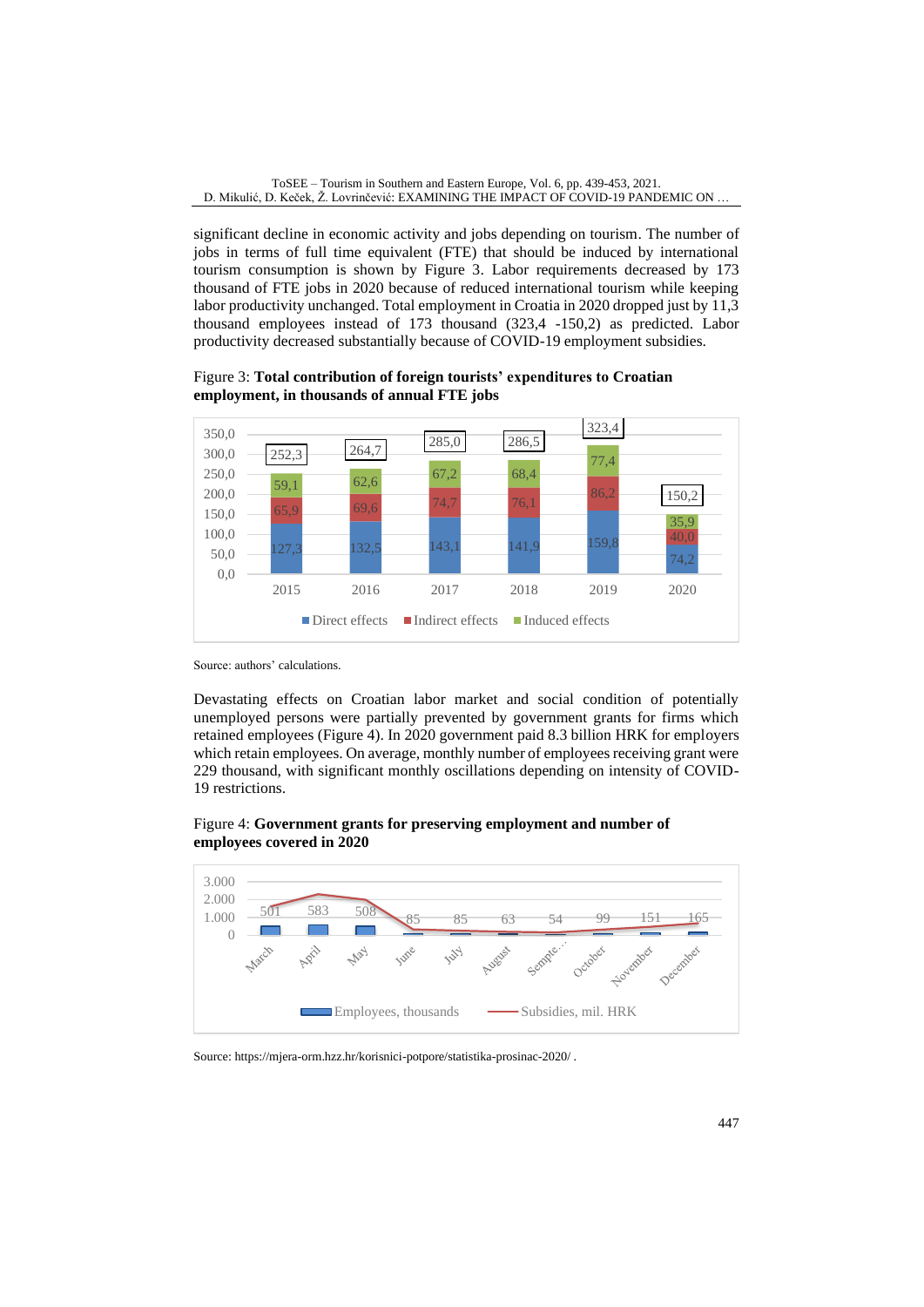significant decline in economic activity and jobs depending on tourism. The number of jobs in terms of full time equivalent (FTE) that should be induced by international tourism consumption is shown by Figure 3. Labor requirements decreased by 173 thousand of FTE jobs in 2020 because of reduced international tourism while keeping labor productivity unchanged. Total employment in Croatia in 2020 dropped just by 11,3 thousand employees instead of 173 thousand (323,4 -150,2) as predicted. Labor productivity decreased substantially because of COVID-19 employment subsidies.

Figure 3: **Total contribution of foreign tourists' expenditures to Croatian employment, in thousands of annual FTE jobs**

| | 2015 | 2016 | 2017 | 2018 | 2019 | 2020 |
|---|---|---|---|---|---|---|
| Direct effects | 127,3 | 132,5 | 143,1 | 141,9 | 159,8 | 74,2 |
| Indirect effects | 65,9 | 69,6 | 74,7 | 76,1 | 86,2 | 40,0 |
| Induced effects | 59,1 | 62,6 | 67,2 | 68,4 | 77,4 | 35,9 |
| Total | 252,3 | 264,7 | 285,0 | 286,5 | 323,4 | 150,2 |

Source: authors' calculations.

Devastating effects on Croatian labor market and social condition of potentially unemployed persons were partially prevented by government grants for firms which retained employees (Figure 4). In 2020 government paid 8.3 billion HRK for employers which retain employees. On average, monthly number of employees receiving grant were 229 thousand, with significant monthly oscillations depending on intensity of COVID-19 restrictions.

Figure 4: **Government grants for preserving employment and number of employees covered in 2020**

| | March | April | May | June | July | August | Sempte… | October | November | December |
|---|---|---|---|---|---|---|---|---|---|---|
| Employees, thousands | 501 | 583 | 508 | 85 | 85 | 63 | 54 | 99 | 151 | 165 |

Source: https://mjera-orm.hzz.hr/korisnici-potpore/statistika-prosinac-2020/ .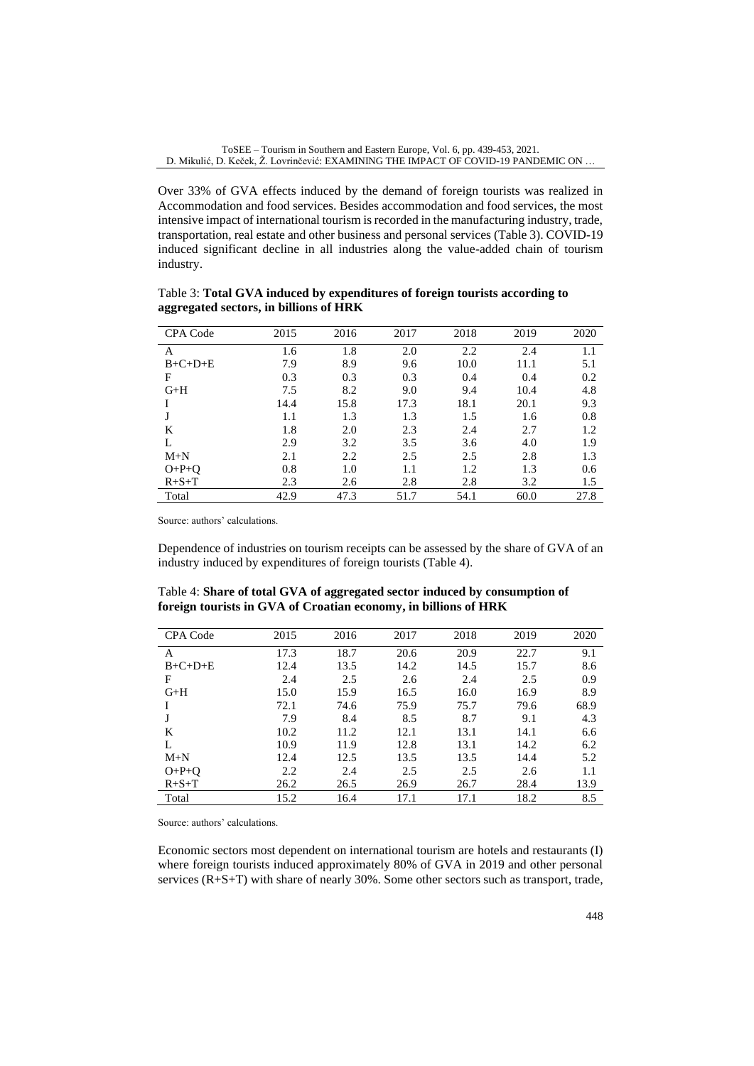Over 33% of GVA effects induced by the demand of foreign tourists was realized in Accommodation and food services. Besides accommodation and food services, the most intensive impact of international tourism is recorded in the manufacturing industry, trade, transportation, real estate and other business and personal services (Table 3). COVID-19 induced significant decline in all industries along the value-added chain of tourism industry.

Table 3: **Total GVA induced by expenditures of foreign tourists according to aggregated sectors, in billions of HRK**

| CPA Code | 2015 | 2016 | 2017 | 2018 | 2019 | 2020 |
|---|---|---|---|---|---|---|
| A | 1.6 | 1.8 | 2.0 | 2.2 | 2.4 | 1.1 |
| B+C+D+E | 7.9 | 8.9 | 9.6 | 10.0 | 11.1 | 5.1 |
| F | 0.3 | 0.3 | 0.3 | 0.4 | 0.4 | 0.2 |
| G+H | 7.5 | 8.2 | 9.0 | 9.4 | 10.4 | 4.8 |
| I | 14.4 | 15.8 | 17.3 | 18.1 | 20.1 | 9.3 |
| J | 1.1 | 1.3 | 1.3 | 1.5 | 1.6 | 0.8 |
| K | 1.8 | 2.0 | 2.3 | 2.4 | 2.7 | 1.2 |
| L | 2.9 | 3.2 | 3.5 | 3.6 | 4.0 | 1.9 |
| M+N | 2.1 | 2.2 | 2.5 | 2.5 | 2.8 | 1.3 |
| O+P+Q | 0.8 | 1.0 | 1.1 | 1.2 | 1.3 | 0.6 |
| R+S+T | 2.3 | 2.6 | 2.8 | 2.8 | 3.2 | 1.5 |
| Total | 42.9 | 47.3 | 51.7 | 54.1 | 60.0 | 27.8 |

Source: authors' calculations.

Dependence of industries on tourism receipts can be assessed by the share of GVA of an industry induced by expenditures of foreign tourists (Table 4).

Table 4: **Share of total GVA of aggregated sector induced by consumption of foreign tourists in GVA of Croatian economy, in billions of HRK**

| CPA Code | 2015 | 2016 | 2017 | 2018 | 2019 | 2020 |
|---|---|---|---|---|---|---|
| A | 17.3 | 18.7 | 20.6 | 20.9 | 22.7 | 9.1 |
| B+C+D+E | 12.4 | 13.5 | 14.2 | 14.5 | 15.7 | 8.6 |
| F | 2.4 | 2.5 | 2.6 | 2.4 | 2.5 | 0.9 |
| G+H | 15.0 | 15.9 | 16.5 | 16.0 | 16.9 | 8.9 |
| I | 72.1 | 74.6 | 75.9 | 75.7 | 79.6 | 68.9 |
| J | 7.9 | 8.4 | 8.5 | 8.7 | 9.1 | 4.3 |
| K | 10.2 | 11.2 | 12.1 | 13.1 | 14.1 | 6.6 |
| L | 10.9 | 11.9 | 12.8 | 13.1 | 14.2 | 6.2 |
| M+N | 12.4 | 12.5 | 13.5 | 13.5 | 14.4 | 5.2 |
| O+P+Q | 2.2 | 2.4 | 2.5 | 2.5 | 2.6 | 1.1 |
| R+S+T | 26.2 | 26.5 | 26.9 | 26.7 | 28.4 | 13.9 |
| Total | 15.2 | 16.4 | 17.1 | 17.1 | 18.2 | 8.5 |

Source: authors' calculations.

Economic sectors most dependent on international tourism are hotels and restaurants (I) where foreign tourists induced approximately 80% of GVA in 2019 and other personal services (R+S+T) with share of nearly 30%. Some other sectors such as transport, trade,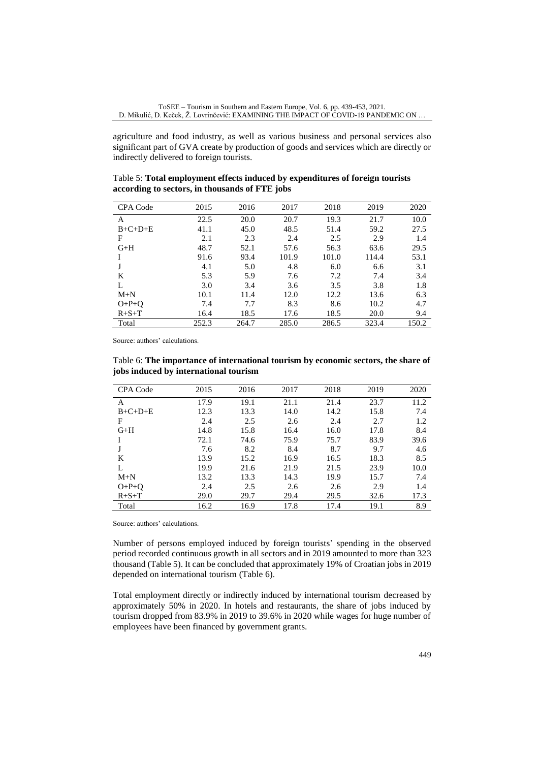agriculture and food industry, as well as various business and personal services also significant part of GVA create by production of goods and services which are directly or indirectly delivered to foreign tourists.

Table 5: **Total employment effects induced by expenditures of foreign tourists according to sectors, in thousands of FTE jobs**

| CPA Code | 2015 | 2016 | 2017 | 2018 | 2019 | 2020 |
|---|---|---|---|---|---|---|
| A | 22.5 | 20.0 | 20.7 | 19.3 | 21.7 | 10.0 |
| B+C+D+E | 41.1 | 45.0 | 48.5 | 51.4 | 59.2 | 27.5 |
| F | 2.1 | 2.3 | 2.4 | 2.5 | 2.9 | 1.4 |
| G+H | 48.7 | 52.1 | 57.6 | 56.3 | 63.6 | 29.5 |
| I | 91.6 | 93.4 | 101.9 | 101.0 | 114.4 | 53.1 |
| J | 4.1 | 5.0 | 4.8 | 6.0 | 6.6 | 3.1 |
| K | 5.3 | 5.9 | 7.6 | 7.2 | 7.4 | 3.4 |
| L | 3.0 | 3.4 | 3.6 | 3.5 | 3.8 | 1.8 |
| M+N | 10.1 | 11.4 | 12.0 | 12.2 | 13.6 | 6.3 |
| O+P+Q | 7.4 | 7.7 | 8.3 | 8.6 | 10.2 | 4.7 |
| R+S+T | 16.4 | 18.5 | 17.6 | 18.5 | 20.0 | 9.4 |
| Total | 252.3 | 264.7 | 285.0 | 286.5 | 323.4 | 150.2 |

Source: authors' calculations.

Table 6: **The importance of international tourism by economic sectors, the share of jobs induced by international tourism**

| CPA Code | 2015 | 2016 | 2017 | 2018 | 2019 | 2020 |
|---|---|---|---|---|---|---|
| A | 17.9 | 19.1 | 21.1 | 21.4 | 23.7 | 11.2 |
| B+C+D+E | 12.3 | 13.3 | 14.0 | 14.2 | 15.8 | 7.4 |
| F | 2.4 | 2.5 | 2.6 | 2.4 | 2.7 | 1.2 |
| G+H | 14.8 | 15.8 | 16.4 | 16.0 | 17.8 | 8.4 |
| I | 72.1 | 74.6 | 75.9 | 75.7 | 83.9 | 39.6 |
| J | 7.6 | 8.2 | 8.4 | 8.7 | 9.7 | 4.6 |
| K | 13.9 | 15.2 | 16.9 | 16.5 | 18.3 | 8.5 |
| L | 19.9 | 21.6 | 21.9 | 21.5 | 23.9 | 10.0 |
| M+N | 13.2 | 13.3 | 14.3 | 19.9 | 15.7 | 7.4 |
| O+P+Q | 2.4 | 2.5 | 2.6 | 2.6 | 2.9 | 1.4 |
| R+S+T | 29.0 | 29.7 | 29.4 | 29.5 | 32.6 | 17.3 |
| Total | 16.2 | 16.9 | 17.8 | 17.4 | 19.1 | 8.9 |

Source: authors' calculations.

Number of persons employed induced by foreign tourists' spending in the observed period recorded continuous growth in all sectors and in 2019 amounted to more than 323 thousand (Table 5). It can be concluded that approximately 19% of Croatian jobs in 2019 depended on international tourism (Table 6).

Total employment directly or indirectly induced by international tourism decreased by approximately 50% in 2020. In hotels and restaurants, the share of jobs induced by tourism dropped from 83.9% in 2019 to 39.6% in 2020 while wages for huge number of employees have been financed by government grants.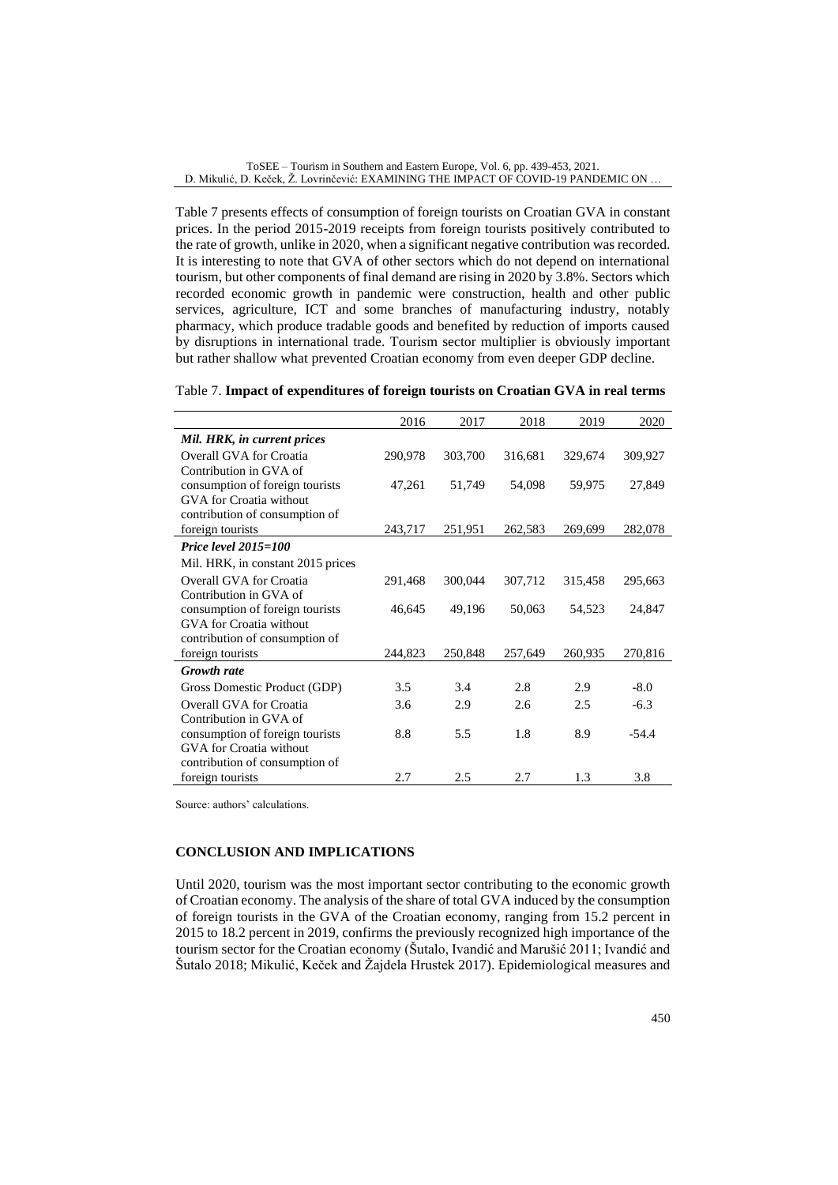Table 7 presents effects of consumption of foreign tourists on Croatian GVA in constant prices. In the period 2015-2019 receipts from foreign tourists positively contributed to the rate of growth, unlike in 2020, when a significant negative contribution was recorded. It is interesting to note that GVA of other sectors which do not depend on international tourism, but other components of final demand are rising in 2020 by 3.8%. Sectors which recorded economic growth in pandemic were construction, health and other public services, agriculture, ICT and some branches of manufacturing industry, notably pharmacy, which produce tradable goods and benefited by reduction of imports caused by disruptions in international trade. Tourism sector multiplier is obviously important but rather shallow what prevented Croatian economy from even deeper GDP decline.

Table 7. **Impact of expenditures of foreign tourists on Croatian GVA in real terms**

| | 2016 | 2017 | 2018 | 2019 | 2020 |
|---|---|---|---|---|---|
| ***Mil. HRK, in current prices*** | | | | | |
| Overall GVA for Croatia | 290,978 | 303,700 | 316,681 | 329,674 | 309,927 |
| Contribution in GVA of consumption of foreign tourists | 47,261 | 51,749 | 54,098 | 59,975 | 27,849 |
| GVA for Croatia without contribution of consumption of foreign tourists | 243,717 | 251,951 | 262,583 | 269,699 | 282,078 |
| ***Price level 2015=100*** | | | | | |
| Mil. HRK, in constant 2015 prices | | | | | |
| Overall GVA for Croatia | 291,468 | 300,044 | 307,712 | 315,458 | 295,663 |
| Contribution in GVA of consumption of foreign tourists | 46,645 | 49,196 | 50,063 | 54,523 | 24,847 |
| GVA for Croatia without contribution of consumption of foreign tourists | 244,823 | 250,848 | 257,649 | 260,935 | 270,816 |
| ***Growth rate*** | | | | | |
| Gross Domestic Product (GDP) | 3.5 | 3.4 | 2.8 | 2.9 | -8.0 |
| Overall GVA for Croatia | 3.6 | 2.9 | 2.6 | 2.5 | -6.3 |
| Contribution in GVA of consumption of foreign tourists | 8.8 | 5.5 | 1.8 | 8.9 | -54.4 |
| GVA for Croatia without contribution of consumption of foreign tourists | 2.7 | 2.5 | 2.7 | 1.3 | 3.8 |

Source: authors' calculations.

## CONCLUSION AND IMPLICATIONS

Until 2020, tourism was the most important sector contributing to the economic growth of Croatian economy. The analysis of the share of total GVA induced by the consumption of foreign tourists in the GVA of the Croatian economy, ranging from 15.2 percent in 2015 to 18.2 percent in 2019, confirms the previously recognized high importance of the tourism sector for the Croatian economy (Šutalo, Ivandić and Marušić 2011; Ivandić and Šutalo 2018; Mikulić, Keček and Žajdela Hrustek 2017). Epidemiological measures and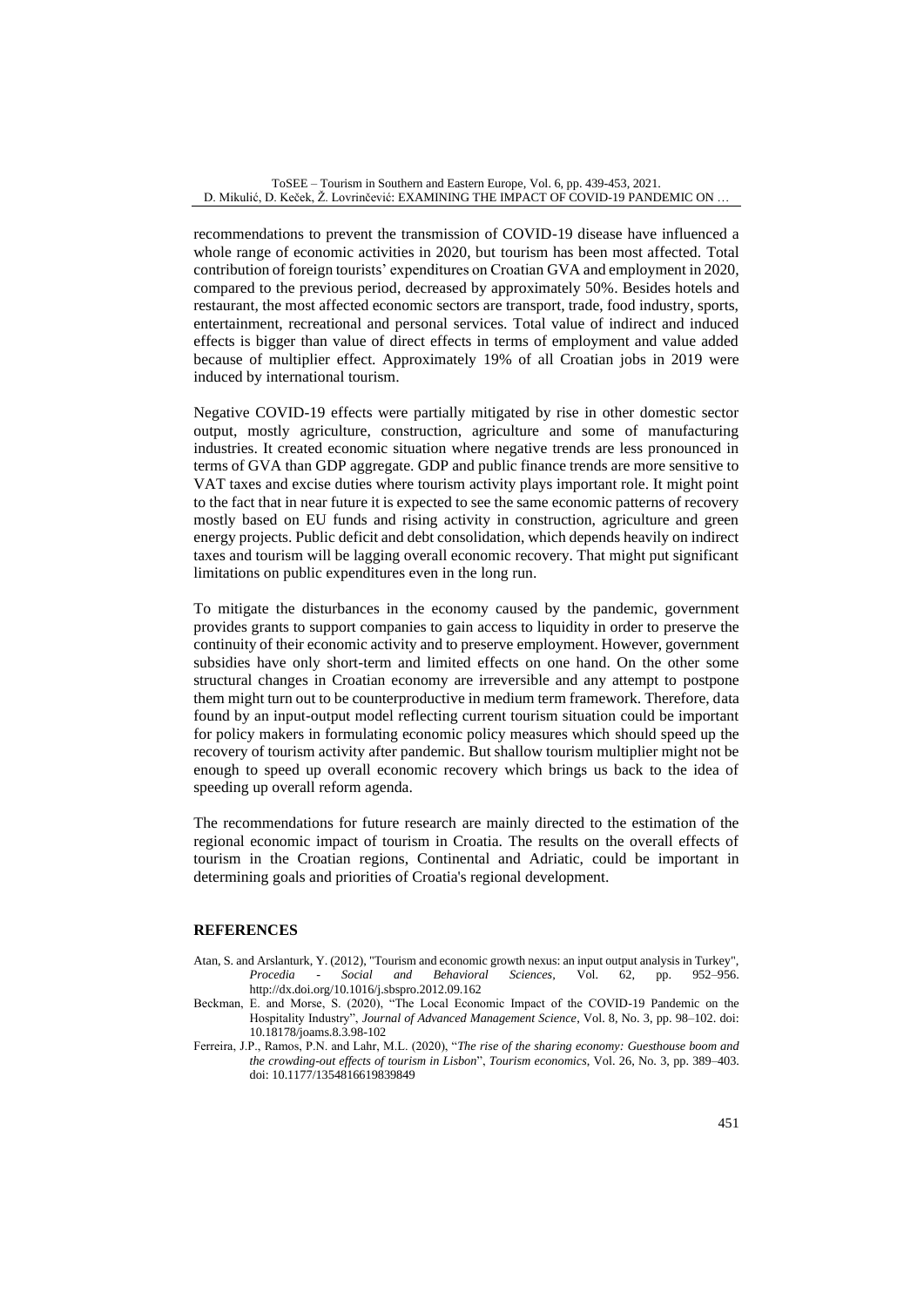recommendations to prevent the transmission of COVID-19 disease have influenced a whole range of economic activities in 2020, but tourism has been most affected. Total contribution of foreign tourists' expenditures on Croatian GVA and employment in 2020, compared to the previous period, decreased by approximately 50%. Besides hotels and restaurant, the most affected economic sectors are transport, trade, food industry, sports, entertainment, recreational and personal services. Total value of indirect and induced effects is bigger than value of direct effects in terms of employment and value added because of multiplier effect. Approximately 19% of all Croatian jobs in 2019 were induced by international tourism.

Negative COVID-19 effects were partially mitigated by rise in other domestic sector output, mostly agriculture, construction, agriculture and some of manufacturing industries. It created economic situation where negative trends are less pronounced in terms of GVA than GDP aggregate. GDP and public finance trends are more sensitive to VAT taxes and excise duties where tourism activity plays important role. It might point to the fact that in near future it is expected to see the same economic patterns of recovery mostly based on EU funds and rising activity in construction, agriculture and green energy projects. Public deficit and debt consolidation, which depends heavily on indirect taxes and tourism will be lagging overall economic recovery. That might put significant limitations on public expenditures even in the long run.

To mitigate the disturbances in the economy caused by the pandemic, government provides grants to support companies to gain access to liquidity in order to preserve the continuity of their economic activity and to preserve employment. However, government subsidies have only short-term and limited effects on one hand. On the other some structural changes in Croatian economy are irreversible and any attempt to postpone them might turn out to be counterproductive in medium term framework. Therefore, data found by an input-output model reflecting current tourism situation could be important for policy makers in formulating economic policy measures which should speed up the recovery of tourism activity after pandemic. But shallow tourism multiplier might not be enough to speed up overall economic recovery which brings us back to the idea of speeding up overall reform agenda.

The recommendations for future research are mainly directed to the estimation of the regional economic impact of tourism in Croatia. The results on the overall effects of tourism in the Croatian regions, Continental and Adriatic, could be important in determining goals and priorities of Croatia's regional development.

## REFERENCES

Atan, S. and Arslanturk, Y. (2012), "Tourism and economic growth nexus: an input output analysis in Turkey", *Procedia - Social and Behavioral Sciences*, Vol. 62, pp. 952–956. http://dx.doi.org/10.1016/j.sbspro.2012.09.162

Beckman, E. and Morse, S. (2020), "The Local Economic Impact of the COVID-19 Pandemic on the Hospitality Industry", *Journal of Advanced Management Science*, Vol. 8, No. 3, pp. 98–102. doi: 10.18178/joams.8.3.98-102

Ferreira, J.P., Ramos, P.N. and Lahr, M.L. (2020), "*The rise of the sharing economy: Guesthouse boom and the crowding-out effects of tourism in Lisbon*", *Tourism economics,* Vol. 26, No. 3, pp. 389–403. doi: 10.1177/1354816619839849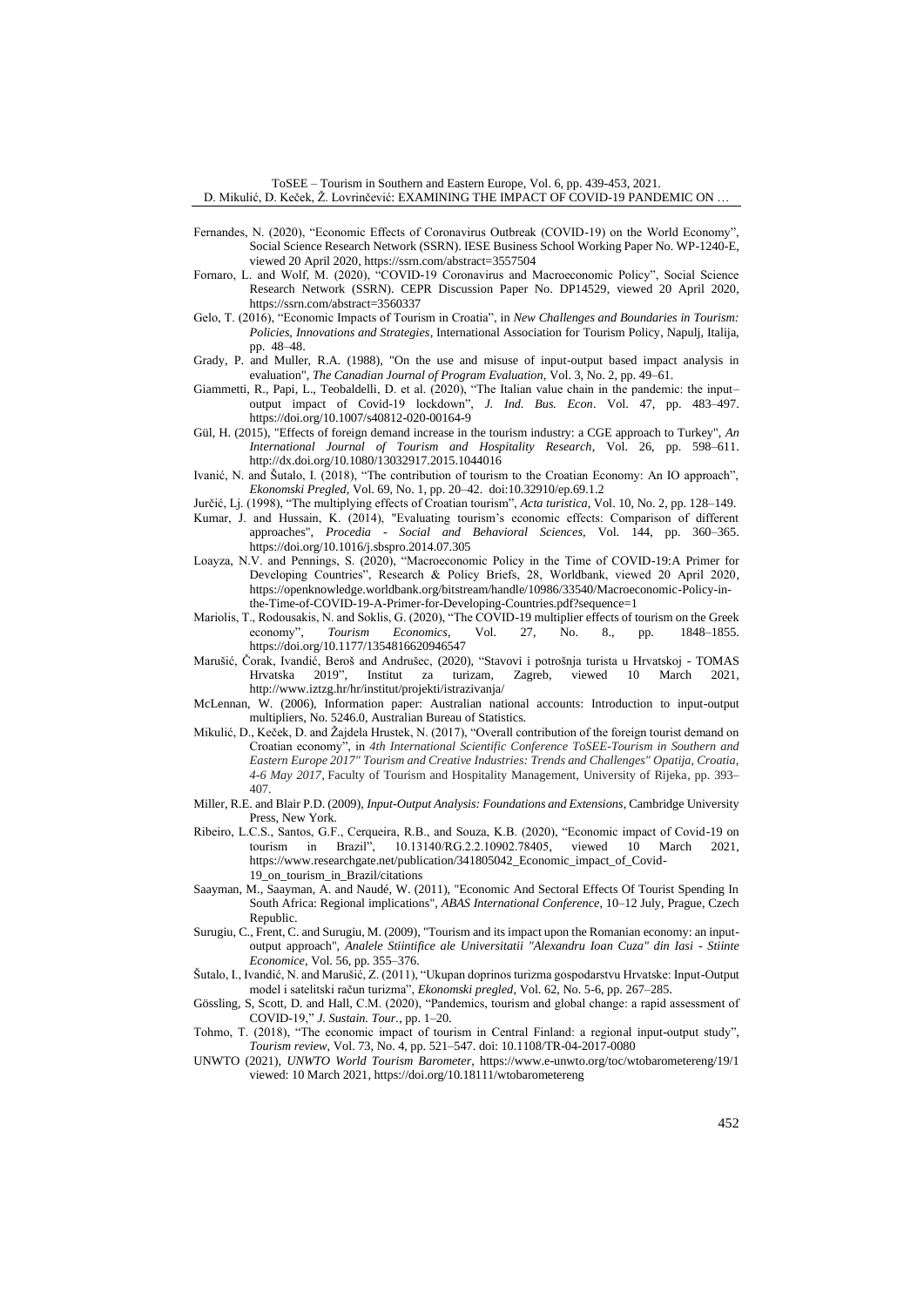Fernandes, N. (2020), "Economic Effects of Coronavirus Outbreak (COVID-19) on the World Economy", Social Science Research Network (SSRN). IESE Business School Working Paper No. WP-1240-E, viewed 20 April 2020, https://ssrn.com/abstract=3557504

Fornaro, L. and Wolf, M. (2020), "COVID-19 Coronavirus and Macroeconomic Policy", Social Science Research Network (SSRN). CEPR Discussion Paper No. DP14529, viewed 20 April 2020, https://ssrn.com/abstract=3560337

Gelo, T. (2016), "Economic Impacts of Tourism in Croatia", in *New Challenges and Boundaries in Tourism: Policies, Innovations and Strategies*, International Association for Tourism Policy, Napulj, Italija, pp. 48–48.

Grady, P. and Muller, R.A. (1988), "On the use and misuse of input-output based impact analysis in evaluation", *The Canadian Journal of Program Evaluation*, Vol. 3, No. 2, pp. 49–61.

Giammetti, R., Papi, L., Teobaldelli, D. et al. (2020), "The Italian value chain in the pandemic: the input–output impact of Covid-19 lockdown", *J. Ind. Bus. Econ*. Vol. 47, pp. 483–497. https://doi.org/10.1007/s40812-020-00164-9

Gül, H. (2015), "Effects of foreign demand increase in the tourism industry: a CGE approach to Turkey", *An International Journal of Tourism and Hospitality Research*, Vol. 26, pp. 598–611. http://dx.doi.org/10.1080/13032917.2015.1044016

Ivanić, N. and Šutalo, I. (2018), "The contribution of tourism to the Croatian Economy: An IO approach", *Ekonomski Pregled*, Vol. 69, No. 1, pp. 20–42. doi:10.32910/ep.69.1.2

Jurčić, Lj. (1998), "The multiplying effects of Croatian tourism", *Acta turistica*, Vol. 10, No. 2, pp. 128–149.

Kumar, J. and Hussain, K. (2014), "Evaluating tourism's economic effects: Comparison of different approaches", *Procedia - Social and Behavioral Sciences*, Vol. 144, pp. 360–365. https://doi.org/10.1016/j.sbspro.2014.07.305

Loayza, N.V. and Pennings, S. (2020), "Macroeconomic Policy in the Time of COVID-19:A Primer for Developing Countries", Research & Policy Briefs, 28, Worldbank, viewed 20 April 2020, https://openknowledge.worldbank.org/bitstream/handle/10986/33540/Macroeconomic-Policy-in-the-Time-of-COVID-19-A-Primer-for-Developing-Countries.pdf?sequence=1

Mariolis, T., Rodousakis, N. and Soklis, G. (2020), "The COVID-19 multiplier effects of tourism on the Greek economy", *Tourism Economics*, Vol. 27, No. 8., pp. 1848–1855. https://doi.org/10.1177/1354816620946547

Marušić, Čorak, Ivandić, Beroš and Andrušec, (2020), "Stavovi i potrošnja turista u Hrvatskoj - TOMAS Hrvatska 2019", Institut za turizam, Zagreb, viewed 10 March 2021, http://www.iztzg.hr/hr/institut/projekti/istrazivanja/

McLennan, W. (2006), Information paper: Australian national accounts: Introduction to input-output multipliers, No. 5246.0, Australian Bureau of Statistics.

Mikulić, D., Keček, D. and Žajdela Hrustek, N. (2017), "Overall contribution of the foreign tourist demand on Croatian economy", in *4th International Scientific Conference ToSEE-Tourism in Southern and Eastern Europe 2017" Tourism and Creative Industries: Trends and Challenges" Opatija, Croatia, 4-6 May 2017*, Faculty of Tourism and Hospitality Management, University of Rijeka, pp. 393–407.

Miller, R.E. and Blair P.D. (2009), *Input-Output Analysis: Foundations and Extensions*, Cambridge University Press, New York.

Ribeiro, L.C.S., Santos, G.F., Cerqueira, R.B., and Souza, K.B. (2020), "Economic impact of Covid-19 on tourism in Brazil", 10.13140/RG.2.2.10902.78405, viewed 10 March 2021, https://www.researchgate.net/publication/341805042_Economic_impact_of_Covid-19_on_tourism_in_Brazil/citations

Saayman, M., Saayman, A. and Naudé, W. (2011), "Economic And Sectoral Effects Of Tourist Spending In South Africa: Regional implications", *ABAS International Conference*, 10–12 July, Prague, Czech Republic.

Surugiu, C., Frent, C. and Surugiu, M. (2009), "Tourism and its impact upon the Romanian economy: an input-output approach", *Analele Stiintifice ale Universitatii "Alexandru Ioan Cuza" din Iasi - Stiinte Economice*, Vol. 56, pp. 355–376.

Šutalo, I., Ivandić, N. and Marušić, Z. (2011), "Ukupan doprinos turizma gospodarstvu Hrvatske: Input-Output model i satelitski račun turizma", *Ekonomski pregled*, Vol. 62, No. 5-6, pp. 267–285.

Gössling, S, Scott, D. and Hall, C.M. (2020), "Pandemics, tourism and global change: a rapid assessment of COVID-19," *J. Sustain. Tour.*, pp. 1–20.

Tohmo, T. (2018), "The economic impact of tourism in Central Finland: a regional input-output study", *Tourism review*, Vol. 73, No. 4, pp. 521–547. doi: 10.1108/TR-04-2017-0080

UNWTO (2021), *UNWTO World Tourism Barometer*, https://www.e-unwto.org/toc/wtobarometereng/19/1 viewed: 10 March 2021, https://doi.org/10.18111/wtobarometereng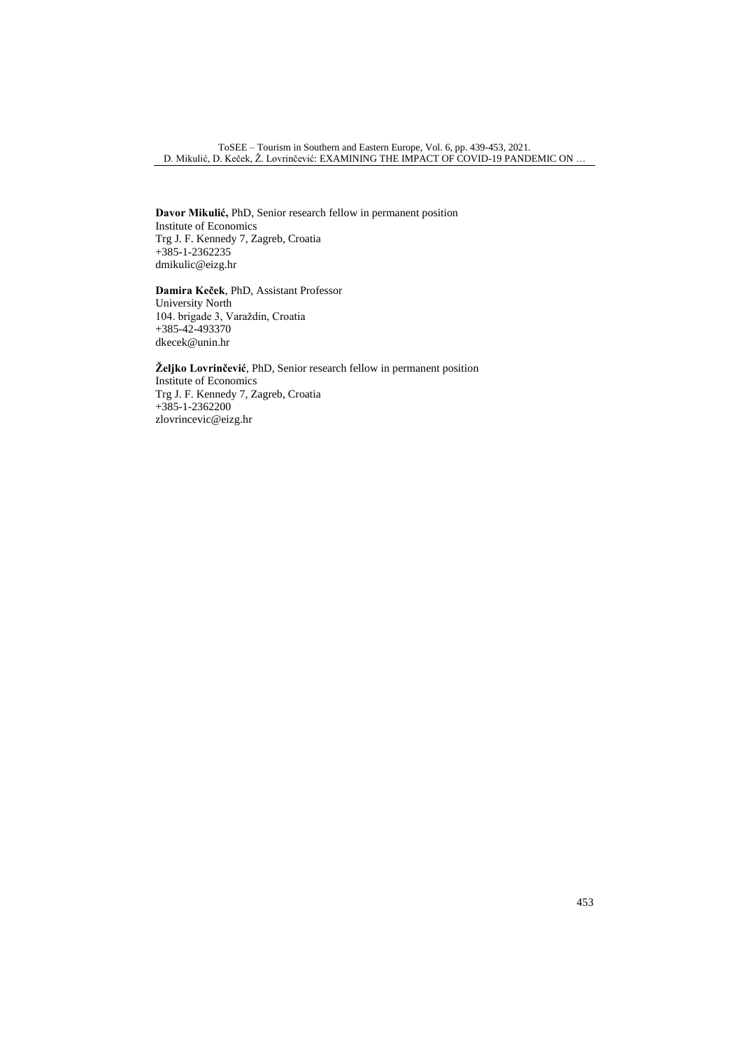**Davor Mikulić,** PhD, Senior research fellow in permanent position
Institute of Economics
Trg J. F. Kennedy 7, Zagreb, Croatia
+385-1-2362235
dmikulic@eizg.hr

**Damira Keček**, PhD, Assistant Professor
University North
104. brigade 3, Varaždin, Croatia
+385-42-493370
dkecek@unin.hr

**Željko Lovrinčević**, PhD, Senior research fellow in permanent position
Institute of Economics
Trg J. F. Kennedy 7, Zagreb, Croatia
+385-1-2362200
zlovrincevic@eizg.hr